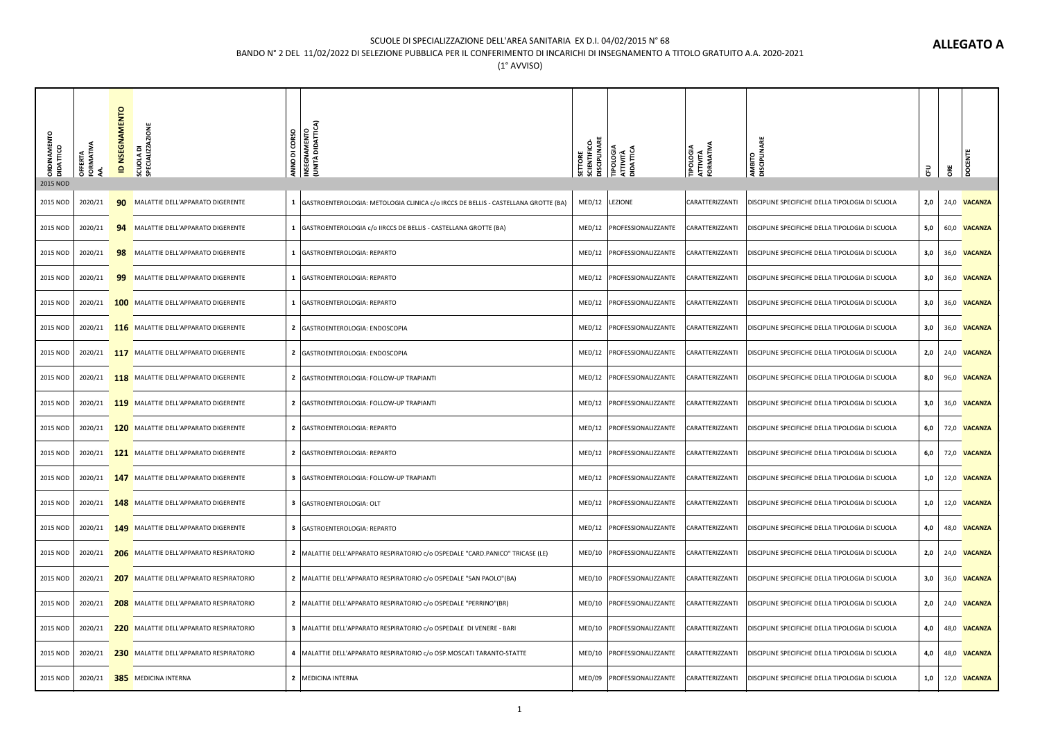**ALLEGATO A**

SCUOLE DI SPECIALIZZAZIONE DELL'AREA SANITARIA EX D.I. 04/02/2015 N° 68

BANDO N° 2 DEL 11/02/2022 DI SELEZIONE PUBBLICA PER IL CONFERIMENTO DI INCARICHI DI INSEGNAMENTO A TITOLO GRATUITO A.A. 2020-2021

(1° AVVISO)

| ORDINAMENTO DIDATTICO | OFFERTA FORMATIVA AA. | ID NSEGNAMENTO | SCUOLA DI SPECIALIZZAZIONE | ANNO DI CORSO | INSEGNAMENTO (UNITÀ DIDATTICA) | SETTORE SCIENTIFICO-DISCIPLINARE | TIPOLOGIA ATTIVITÀ DIDATTICA | TIPOLOGIA ATTIVITÀ FORMATIVA | AMBITO DISCIPLINARE | CFU | ORE | DOCENTE |
|---|---|---|---|---|---|---|---|---|---|---|---|---|
| 2015 NOD | | | | | | | | | | | | |
| 2015 NOD | 2020/21 | **90** | MALATTIE DELL'APPARATO DIGERENTE | **1** | GASTROENTEROLOGIA: METOLOGIA CLINICA c/o IRCCS DE BELLIS - CASTELLANA GROTTE (BA) | MED/12 | LEZIONE | CARATTERIZZANTI | DISCIPLINE SPECIFICHE DELLA TIPOLOGIA DI SCUOLA | **2,0** | 24,0 | **VACANZA** |
| 2015 NOD | 2020/21 | **94** | MALATTIE DELL'APPARATO DIGERENTE | **1** | GASTROENTEROLOGIA c/o IIRCCS DE BELLIS - CASTELLANA GROTTE (BA) | MED/12 | PROFESSIONALIZZANTE | CARATTERIZZANTI | DISCIPLINE SPECIFICHE DELLA TIPOLOGIA DI SCUOLA | **5,0** | 60,0 | **VACANZA** |
| 2015 NOD | 2020/21 | **98** | MALATTIE DELL'APPARATO DIGERENTE | **1** | GASTROENTEROLOGIA: REPARTO | MED/12 | PROFESSIONALIZZANTE | CARATTERIZZANTI | DISCIPLINE SPECIFICHE DELLA TIPOLOGIA DI SCUOLA | **3,0** | 36,0 | **VACANZA** |
| 2015 NOD | 2020/21 | **99** | MALATTIE DELL'APPARATO DIGERENTE | **1** | GASTROENTEROLOGIA: REPARTO | MED/12 | PROFESSIONALIZZANTE | CARATTERIZZANTI | DISCIPLINE SPECIFICHE DELLA TIPOLOGIA DI SCUOLA | **3,0** | 36,0 | **VACANZA** |
| 2015 NOD | 2020/21 | **100** | MALATTIE DELL'APPARATO DIGERENTE | **1** | GASTROENTEROLOGIA: REPARTO | MED/12 | PROFESSIONALIZZANTE | CARATTERIZZANTI | DISCIPLINE SPECIFICHE DELLA TIPOLOGIA DI SCUOLA | **3,0** | 36,0 | **VACANZA** |
| 2015 NOD | 2020/21 | **116** | MALATTIE DELL'APPARATO DIGERENTE | **2** | GASTROENTEROLOGIA: ENDOSCOPIA | MED/12 | PROFESSIONALIZZANTE | CARATTERIZZANTI | DISCIPLINE SPECIFICHE DELLA TIPOLOGIA DI SCUOLA | **3,0** | 36,0 | **VACANZA** |
| 2015 NOD | 2020/21 | **117** | MALATTIE DELL'APPARATO DIGERENTE | **2** | GASTROENTEROLOGIA: ENDOSCOPIA | MED/12 | PROFESSIONALIZZANTE | CARATTERIZZANTI | DISCIPLINE SPECIFICHE DELLA TIPOLOGIA DI SCUOLA | **2,0** | 24,0 | **VACANZA** |
| 2015 NOD | 2020/21 | **118** | MALATTIE DELL'APPARATO DIGERENTE | **2** | GASTROENTEROLOGIA: FOLLOW-UP TRAPIANTI | MED/12 | PROFESSIONALIZZANTE | CARATTERIZZANTI | DISCIPLINE SPECIFICHE DELLA TIPOLOGIA DI SCUOLA | **8,0** | 96,0 | **VACANZA** |
| 2015 NOD | 2020/21 | **119** | MALATTIE DELL'APPARATO DIGERENTE | **2** | GASTROENTEROLOGIA: FOLLOW-UP TRAPIANTI | MED/12 | PROFESSIONALIZZANTE | CARATTERIZZANTI | DISCIPLINE SPECIFICHE DELLA TIPOLOGIA DI SCUOLA | **3,0** | 36,0 | **VACANZA** |
| 2015 NOD | 2020/21 | **120** | MALATTIE DELL'APPARATO DIGERENTE | **2** | GASTROENTEROLOGIA: REPARTO | MED/12 | PROFESSIONALIZZANTE | CARATTERIZZANTI | DISCIPLINE SPECIFICHE DELLA TIPOLOGIA DI SCUOLA | **6,0** | 72,0 | **VACANZA** |
| 2015 NOD | 2020/21 | **121** | MALATTIE DELL'APPARATO DIGERENTE | **2** | GASTROENTEROLOGIA: REPARTO | MED/12 | PROFESSIONALIZZANTE | CARATTERIZZANTI | DISCIPLINE SPECIFICHE DELLA TIPOLOGIA DI SCUOLA | **6,0** | 72,0 | **VACANZA** |
| 2015 NOD | 2020/21 | **147** | MALATTIE DELL'APPARATO DIGERENTE | **3** | GASTROENTEROLOGIA: FOLLOW-UP TRAPIANTI | MED/12 | PROFESSIONALIZZANTE | CARATTERIZZANTI | DISCIPLINE SPECIFICHE DELLA TIPOLOGIA DI SCUOLA | **1,0** | 12,0 | **VACANZA** |
| 2015 NOD | 2020/21 | **148** | MALATTIE DELL'APPARATO DIGERENTE | **3** | GASTROENTEROLOGIA: OLT | MED/12 | PROFESSIONALIZZANTE | CARATTERIZZANTI | DISCIPLINE SPECIFICHE DELLA TIPOLOGIA DI SCUOLA | **1,0** | 12,0 | **VACANZA** |
| 2015 NOD | 2020/21 | **149** | MALATTIE DELL'APPARATO DIGERENTE | **3** | GASTROENTEROLOGIA: REPARTO | MED/12 | PROFESSIONALIZZANTE | CARATTERIZZANTI | DISCIPLINE SPECIFICHE DELLA TIPOLOGIA DI SCUOLA | **4,0** | 48,0 | **VACANZA** |
| 2015 NOD | 2020/21 | **206** | MALATTIE DELL'APPARATO RESPIRATORIO | **2** | MALATTIE DELL'APPARATO RESPIRATORIO c/o OSPEDALE "CARD.PANICO" TRICASE (LE) | MED/10 | PROFESSIONALIZZANTE | CARATTERIZZANTI | DISCIPLINE SPECIFICHE DELLA TIPOLOGIA DI SCUOLA | **2,0** | 24,0 | **VACANZA** |
| 2015 NOD | 2020/21 | **207** | MALATTIE DELL'APPARATO RESPIRATORIO | **2** | MALATTIE DELL'APPARATO RESPIRATORIO c/o OSPEDALE "SAN PAOLO"(BA) | MED/10 | PROFESSIONALIZZANTE | CARATTERIZZANTI | DISCIPLINE SPECIFICHE DELLA TIPOLOGIA DI SCUOLA | **3,0** | 36,0 | **VACANZA** |
| 2015 NOD | 2020/21 | **208** | MALATTIE DELL'APPARATO RESPIRATORIO | **2** | MALATTIE DELL'APPARATO RESPIRATORIO c/o OSPEDALE "PERRINO"(BR) | MED/10 | PROFESSIONALIZZANTE | CARATTERIZZANTI | DISCIPLINE SPECIFICHE DELLA TIPOLOGIA DI SCUOLA | **2,0** | 24,0 | **VACANZA** |
| 2015 NOD | 2020/21 | **220** | MALATTIE DELL'APPARATO RESPIRATORIO | **3** | MALATTIE DELL'APPARATO RESPIRATORIO c/o OSPEDALE DI VENERE - BARI | MED/10 | PROFESSIONALIZZANTE | CARATTERIZZANTI | DISCIPLINE SPECIFICHE DELLA TIPOLOGIA DI SCUOLA | **4,0** | 48,0 | **VACANZA** |
| 2015 NOD | 2020/21 | **230** | MALATTIE DELL'APPARATO RESPIRATORIO | **4** | MALATTIE DELL'APPARATO RESPIRATORIO c/o OSP.MOSCATI TARANTO-STATTE | MED/10 | PROFESSIONALIZZANTE | CARATTERIZZANTI | DISCIPLINE SPECIFICHE DELLA TIPOLOGIA DI SCUOLA | **4,0** | 48,0 | **VACANZA** |
| 2015 NOD | 2020/21 | **385** | MEDICINA INTERNA | **2** | MEDICINA INTERNA | MED/09 | PROFESSIONALIZZANTE | CARATTERIZZANTI | DISCIPLINE SPECIFICHE DELLA TIPOLOGIA DI SCUOLA | **1,0** | 12,0 | **VACANZA** |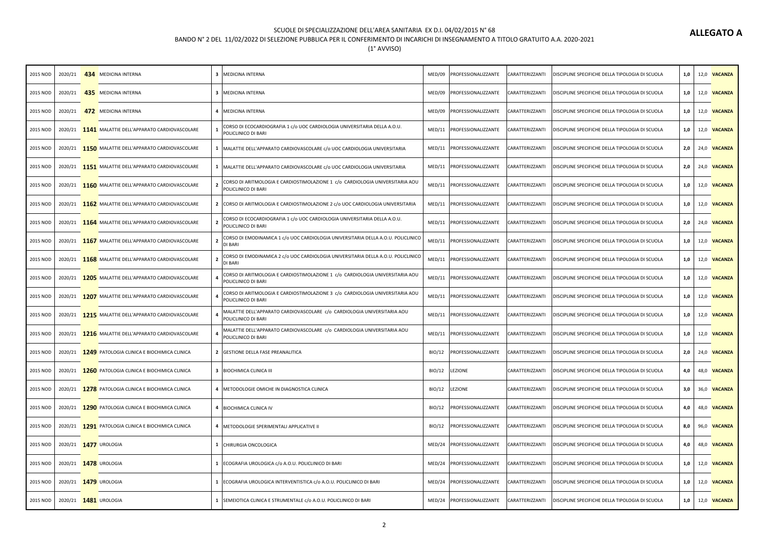SCUOLE DI SPECIALIZZAZIONE DELL'AREA SANITARIA EX D.I. 04/02/2015 N° 68

BANDO N° 2 DEL 11/02/2022 DI SELEZIONE PUBBLICA PER IL CONFERIMENTO DI INCARICHI DI INSEGNAMENTO A TITOLO GRATUITO A.A. 2020-2021

(1° AVVISO)

**ALLEGATO A**

| | | | | | | | | | | | | |
|---|---|---|---|---|---|---|---|---|---|---|---|---|
| 2015 NOD | 2020/21 | **434** | MEDICINA INTERNA | 3 | MEDICINA INTERNA | MED/09 | PROFESSIONALIZZANTE | CARATTERIZZANTI | DISCIPLINE SPECIFICHE DELLA TIPOLOGIA DI SCUOLA | 1,0 | 12,0 | **VACANZA** |
| 2015 NOD | 2020/21 | **435** | MEDICINA INTERNA | 3 | MEDICINA INTERNA | MED/09 | PROFESSIONALIZZANTE | CARATTERIZZANTI | DISCIPLINE SPECIFICHE DELLA TIPOLOGIA DI SCUOLA | 1,0 | 12,0 | **VACANZA** |
| 2015 NOD | 2020/21 | **472** | MEDICINA INTERNA | 4 | MEDICINA INTERNA | MED/09 | PROFESSIONALIZZANTE | CARATTERIZZANTI | DISCIPLINE SPECIFICHE DELLA TIPOLOGIA DI SCUOLA | 1,0 | 12,0 | **VACANZA** |
| 2015 NOD | 2020/21 | **1141** | MALATTIE DELL'APPARATO CARDIOVASCOLARE | 1 | CORSO DI ECOCARDIOGRAFIA 1 c/o UOC CARDIOLOGIA UNIVERSITARIA DELLA A.O.U. POLICLINICO DI BARI | MED/11 | PROFESSIONALIZZANTE | CARATTERIZZANTI | DISCIPLINE SPECIFICHE DELLA TIPOLOGIA DI SCUOLA | 1,0 | 12,0 | **VACANZA** |
| 2015 NOD | 2020/21 | **1150** | MALATTIE DELL'APPARATO CARDIOVASCOLARE | 1 | MALATTIE DELL'APPARATO CARDIOVASCOLARE c/o UOC CARDIOLOGIA UNIVERSITARIA | MED/11 | PROFESSIONALIZZANTE | CARATTERIZZANTI | DISCIPLINE SPECIFICHE DELLA TIPOLOGIA DI SCUOLA | 2,0 | 24,0 | **VACANZA** |
| 2015 NOD | 2020/21 | **1151** | MALATTIE DELL'APPARATO CARDIOVASCOLARE | 1 | MALATTIE DELL'APPARATO CARDIOVASCOLARE c/o UOC CARDIOLOGIA UNIVERSITARIA | MED/11 | PROFESSIONALIZZANTE | CARATTERIZZANTI | DISCIPLINE SPECIFICHE DELLA TIPOLOGIA DI SCUOLA | 2,0 | 24,0 | **VACANZA** |
| 2015 NOD | 2020/21 | **1160** | MALATTIE DELL'APPARATO CARDIOVASCOLARE | 2 | CORSO DI ARITMOLOGIA E CARDIOSTIMOLAZIONE 1 c/o CARDIOLOGIA UNIVERSITARIA AOU POLICLINICO DI BARI | MED/11 | PROFESSIONALIZZANTE | CARATTERIZZANTI | DISCIPLINE SPECIFICHE DELLA TIPOLOGIA DI SCUOLA | 1,0 | 12,0 | **VACANZA** |
| 2015 NOD | 2020/21 | **1162** | MALATTIE DELL'APPARATO CARDIOVASCOLARE | 2 | CORSO DI ARITMOLOGIA E CARDIOSTIMOLAZIONE 2 c/o UOC CARDIOLOGIA UNIVERSITARIA | MED/11 | PROFESSIONALIZZANTE | CARATTERIZZANTI | DISCIPLINE SPECIFICHE DELLA TIPOLOGIA DI SCUOLA | 1,0 | 12,0 | **VACANZA** |
| 2015 NOD | 2020/21 | **1164** | MALATTIE DELL'APPARATO CARDIOVASCOLARE | 2 | CORSO DI ECOCARDIOGRAFIA 1 c/o UOC CARDIOLOGIA UNIVERSITARIA DELLA A.O.U. POLICLINICO DI BARI | MED/11 | PROFESSIONALIZZANTE | CARATTERIZZANTI | DISCIPLINE SPECIFICHE DELLA TIPOLOGIA DI SCUOLA | 2,0 | 24,0 | **VACANZA** |
| 2015 NOD | 2020/21 | **1167** | MALATTIE DELL'APPARATO CARDIOVASCOLARE | 2 | CORSO DI EMODINAMICA 1 c/o UOC CARDIOLOGIA UNIVERSITARIA DELLA A.O.U. POLICLINICO DI BARI | MED/11 | PROFESSIONALIZZANTE | CARATTERIZZANTI | DISCIPLINE SPECIFICHE DELLA TIPOLOGIA DI SCUOLA | 1,0 | 12,0 | **VACANZA** |
| 2015 NOD | 2020/21 | **1168** | MALATTIE DELL'APPARATO CARDIOVASCOLARE | 2 | CORSO DI EMODINAMICA 2 c/o UOC CARDIOLOGIA UNIVERSITARIA DELLA A.O.U. POLICLINICO DI BARI | MED/11 | PROFESSIONALIZZANTE | CARATTERIZZANTI | DISCIPLINE SPECIFICHE DELLA TIPOLOGIA DI SCUOLA | 1,0 | 12,0 | **VACANZA** |
| 2015 NOD | 2020/21 | **1205** | MALATTIE DELL'APPARATO CARDIOVASCOLARE | 4 | CORSO DI ARITMOLOGIA E CARDIOSTIMOLAZIONE 1 c/o CARDIOLOGIA UNIVERSITARIA AOU POLICLINICO DI BARI | MED/11 | PROFESSIONALIZZANTE | CARATTERIZZANTI | DISCIPLINE SPECIFICHE DELLA TIPOLOGIA DI SCUOLA | 1,0 | 12,0 | **VACANZA** |
| 2015 NOD | 2020/21 | **1207** | MALATTIE DELL'APPARATO CARDIOVASCOLARE | 4 | CORSO DI ARITMOLOGIA E CARDIOSTIMOLAZIONE 3 c/o CARDIOLOGIA UNIVERSITARIA AOU POLICLINICO DI BARI | MED/11 | PROFESSIONALIZZANTE | CARATTERIZZANTI | DISCIPLINE SPECIFICHE DELLA TIPOLOGIA DI SCUOLA | 1,0 | 12,0 | **VACANZA** |
| 2015 NOD | 2020/21 | **1215** | MALATTIE DELL'APPARATO CARDIOVASCOLARE | 4 | MALATTIE DELL'APPARATO CARDIOVASCOLARE c/o CARDIOLOGIA UNIVERSITARIA AOU POLICLINICO DI BARI | MED/11 | PROFESSIONALIZZANTE | CARATTERIZZANTI | DISCIPLINE SPECIFICHE DELLA TIPOLOGIA DI SCUOLA | 1,0 | 12,0 | **VACANZA** |
| 2015 NOD | 2020/21 | **1216** | MALATTIE DELL'APPARATO CARDIOVASCOLARE | 4 | MALATTIE DELL'APPARATO CARDIOVASCOLARE c/o CARDIOLOGIA UNIVERSITARIA AOU POLICLINICO DI BARI | MED/11 | PROFESSIONALIZZANTE | CARATTERIZZANTI | DISCIPLINE SPECIFICHE DELLA TIPOLOGIA DI SCUOLA | 1,0 | 12,0 | **VACANZA** |
| 2015 NOD | 2020/21 | **1249** | PATOLOGIA CLINICA E BIOCHIMICA CLINICA | 2 | GESTIONE DELLA FASE PREANALITICA | BIO/12 | PROFESSIONALIZZANTE | CARATTERIZZANTI | DISCIPLINE SPECIFICHE DELLA TIPOLOGIA DI SCUOLA | 2,0 | 24,0 | **VACANZA** |
| 2015 NOD | 2020/21 | **1260** | PATOLOGIA CLINICA E BIOCHIMICA CLINICA | 3 | BIOCHIMICA CLINICA III | BIO/12 | LEZIONE | CARATTERIZZANTI | DISCIPLINE SPECIFICHE DELLA TIPOLOGIA DI SCUOLA | 4,0 | 48,0 | **VACANZA** |
| 2015 NOD | 2020/21 | **1278** | PATOLOGIA CLINICA E BIOCHIMICA CLINICA | 4 | METODOLOGIE OMICHE IN DIAGNOSTICA CLINICA | BIO/12 | LEZIONE | CARATTERIZZANTI | DISCIPLINE SPECIFICHE DELLA TIPOLOGIA DI SCUOLA | 3,0 | 36,0 | **VACANZA** |
| 2015 NOD | 2020/21 | **1290** | PATOLOGIA CLINICA E BIOCHIMICA CLINICA | 4 | BIOCHIMICA CLINICA IV | BIO/12 | PROFESSIONALIZZANTE | CARATTERIZZANTI | DISCIPLINE SPECIFICHE DELLA TIPOLOGIA DI SCUOLA | 4,0 | 48,0 | **VACANZA** |
| 2015 NOD | 2020/21 | **1291** | PATOLOGIA CLINICA E BIOCHIMICA CLINICA | 4 | METODOLOGIE SPERIMENTALI APPLICATIVE II | BIO/12 | PROFESSIONALIZZANTE | CARATTERIZZANTI | DISCIPLINE SPECIFICHE DELLA TIPOLOGIA DI SCUOLA | 8,0 | 96,0 | **VACANZA** |
| 2015 NOD | 2020/21 | **1477** | UROLOGIA | 1 | CHIRURGIA ONCOLOGICA | MED/24 | PROFESSIONALIZZANTE | CARATTERIZZANTI | DISCIPLINE SPECIFICHE DELLA TIPOLOGIA DI SCUOLA | 4,0 | 48,0 | **VACANZA** |
| 2015 NOD | 2020/21 | **1478** | UROLOGIA | 1 | ECOGRAFIA UROLOGICA c/o A.O.U. POLICLINICO DI BARI | MED/24 | PROFESSIONALIZZANTE | CARATTERIZZANTI | DISCIPLINE SPECIFICHE DELLA TIPOLOGIA DI SCUOLA | 1,0 | 12,0 | **VACANZA** |
| 2015 NOD | 2020/21 | **1479** | UROLOGIA | 1 | ECOGRAFIA UROLOGICA INTERVENTISTICA c/o A.O.U. POLICLINICO DI BARI | MED/24 | PROFESSIONALIZZANTE | CARATTERIZZANTI | DISCIPLINE SPECIFICHE DELLA TIPOLOGIA DI SCUOLA | 1,0 | 12,0 | **VACANZA** |
| 2015 NOD | 2020/21 | **1481** | UROLOGIA | 1 | SEMEIOTICA CLINICA E STRUMENTALE c/o A.O.U. POLICLINICO DI BARI | MED/24 | PROFESSIONALIZZANTE | CARATTERIZZANTI | DISCIPLINE SPECIFICHE DELLA TIPOLOGIA DI SCUOLA | 1,0 | 12,0 | **VACANZA** |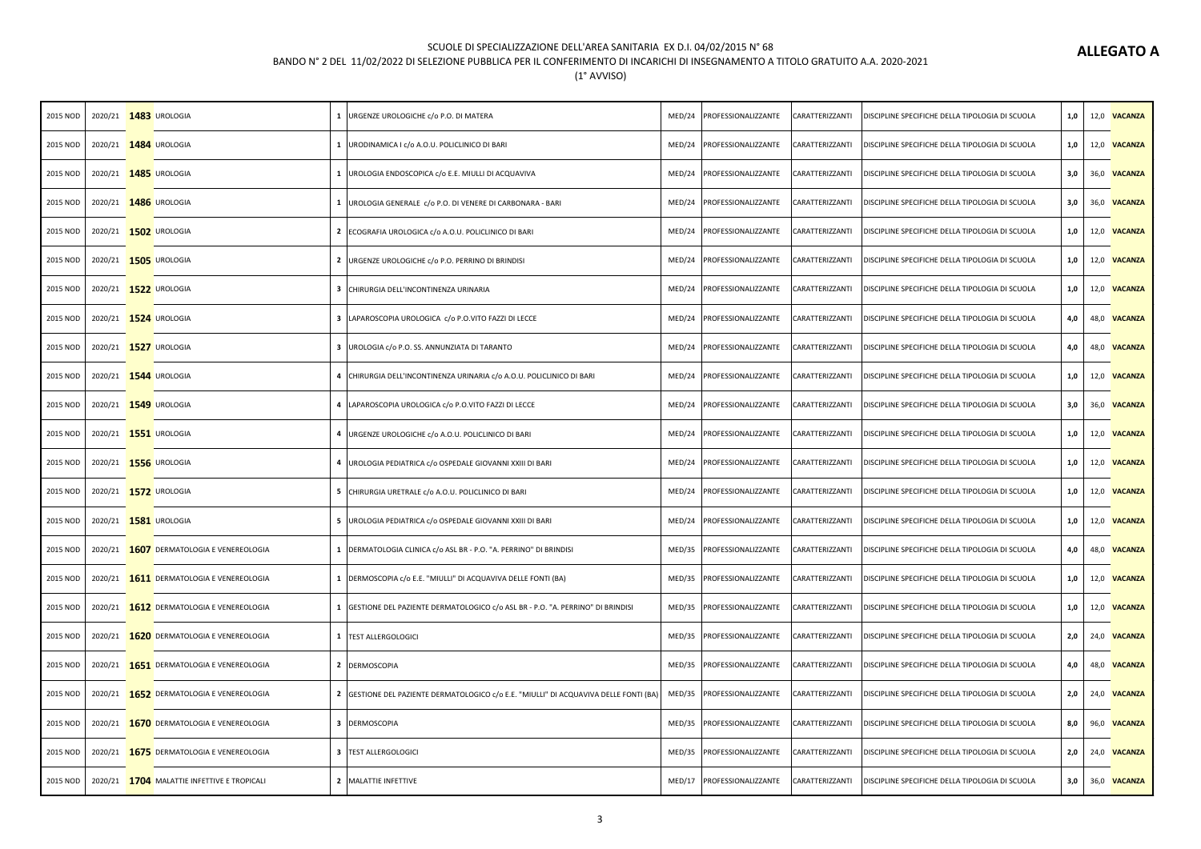SCUOLE DI SPECIALIZZAZIONE DELL'AREA SANITARIA EX D.I. 04/02/2015 N° 68

BANDO N° 2 DEL 11/02/2022 DI SELEZIONE PUBBLICA PER IL CONFERIMENTO DI INCARICHI DI INSEGNAMENTO A TITOLO GRATUITO A.A. 2020-2021

(1° AVVISO)

**ALLEGATO A**

| | | | | | | | | | | | | |
|---|---|---|---|---|---|---|---|---|---|---|---|---|
| 2015 NOD | 2020/21 | **1483** | UROLOGIA | **1** | URGENZE UROLOGICHE c/o P.O. DI MATERA | MED/24 | PROFESSIONALIZZANTE | CARATTERIZZANTI | DISCIPLINE SPECIFICHE DELLA TIPOLOGIA DI SCUOLA | **1,0** | 12,0 | **VACANZA** |
| 2015 NOD | 2020/21 | **1484** | UROLOGIA | **1** | URODINAMICA I c/o A.O.U. POLICLINICO DI BARI | MED/24 | PROFESSIONALIZZANTE | CARATTERIZZANTI | DISCIPLINE SPECIFICHE DELLA TIPOLOGIA DI SCUOLA | **1,0** | 12,0 | **VACANZA** |
| 2015 NOD | 2020/21 | **1485** | UROLOGIA | **1** | UROLOGIA ENDOSCOPICA c/o E.E. MIULLI DI ACQUAVIVA | MED/24 | PROFESSIONALIZZANTE | CARATTERIZZANTI | DISCIPLINE SPECIFICHE DELLA TIPOLOGIA DI SCUOLA | **3,0** | 36,0 | **VACANZA** |
| 2015 NOD | 2020/21 | **1486** | UROLOGIA | **1** | UROLOGIA GENERALE c/o P.O. DI VENERE DI CARBONARA - BARI | MED/24 | PROFESSIONALIZZANTE | CARATTERIZZANTI | DISCIPLINE SPECIFICHE DELLA TIPOLOGIA DI SCUOLA | **3,0** | 36,0 | **VACANZA** |
| 2015 NOD | 2020/21 | **1502** | UROLOGIA | **2** | ECOGRAFIA UROLOGICA c/o A.O.U. POLICLINICO DI BARI | MED/24 | PROFESSIONALIZZANTE | CARATTERIZZANTI | DISCIPLINE SPECIFICHE DELLA TIPOLOGIA DI SCUOLA | **1,0** | 12,0 | **VACANZA** |
| 2015 NOD | 2020/21 | **1505** | UROLOGIA | **2** | URGENZE UROLOGICHE c/o P.O. PERRINO DI BRINDISI | MED/24 | PROFESSIONALIZZANTE | CARATTERIZZANTI | DISCIPLINE SPECIFICHE DELLA TIPOLOGIA DI SCUOLA | **1,0** | 12,0 | **VACANZA** |
| 2015 NOD | 2020/21 | **1522** | UROLOGIA | **3** | CHIRURGIA DELL'INCONTINENZA URINARIA | MED/24 | PROFESSIONALIZZANTE | CARATTERIZZANTI | DISCIPLINE SPECIFICHE DELLA TIPOLOGIA DI SCUOLA | **1,0** | 12,0 | **VACANZA** |
| 2015 NOD | 2020/21 | **1524** | UROLOGIA | **3** | LAPAROSCOPIA UROLOGICA c/o P.O.VITO FAZZI DI LECCE | MED/24 | PROFESSIONALIZZANTE | CARATTERIZZANTI | DISCIPLINE SPECIFICHE DELLA TIPOLOGIA DI SCUOLA | **4,0** | 48,0 | **VACANZA** |
| 2015 NOD | 2020/21 | **1527** | UROLOGIA | **3** | UROLOGIA c/o P.O. SS. ANNUNZIATA DI TARANTO | MED/24 | PROFESSIONALIZZANTE | CARATTERIZZANTI | DISCIPLINE SPECIFICHE DELLA TIPOLOGIA DI SCUOLA | **4,0** | 48,0 | **VACANZA** |
| 2015 NOD | 2020/21 | **1544** | UROLOGIA | **4** | CHIRURGIA DELL'INCONTINENZA URINARIA c/o A.O.U. POLICLINICO DI BARI | MED/24 | PROFESSIONALIZZANTE | CARATTERIZZANTI | DISCIPLINE SPECIFICHE DELLA TIPOLOGIA DI SCUOLA | **1,0** | 12,0 | **VACANZA** |
| 2015 NOD | 2020/21 | **1549** | UROLOGIA | **4** | LAPAROSCOPIA UROLOGICA c/o P.O.VITO FAZZI DI LECCE | MED/24 | PROFESSIONALIZZANTE | CARATTERIZZANTI | DISCIPLINE SPECIFICHE DELLA TIPOLOGIA DI SCUOLA | **3,0** | 36,0 | **VACANZA** |
| 2015 NOD | 2020/21 | **1551** | UROLOGIA | **4** | URGENZE UROLOGICHE c/o A.O.U. POLICLINICO DI BARI | MED/24 | PROFESSIONALIZZANTE | CARATTERIZZANTI | DISCIPLINE SPECIFICHE DELLA TIPOLOGIA DI SCUOLA | **1,0** | 12,0 | **VACANZA** |
| 2015 NOD | 2020/21 | **1556** | UROLOGIA | **4** | UROLOGIA PEDIATRICA c/o OSPEDALE GIOVANNI XXIII DI BARI | MED/24 | PROFESSIONALIZZANTE | CARATTERIZZANTI | DISCIPLINE SPECIFICHE DELLA TIPOLOGIA DI SCUOLA | **1,0** | 12,0 | **VACANZA** |
| 2015 NOD | 2020/21 | **1572** | UROLOGIA | **5** | CHIRURGIA URETRALE c/o A.O.U. POLICLINICO DI BARI | MED/24 | PROFESSIONALIZZANTE | CARATTERIZZANTI | DISCIPLINE SPECIFICHE DELLA TIPOLOGIA DI SCUOLA | **1,0** | 12,0 | **VACANZA** |
| 2015 NOD | 2020/21 | **1581** | UROLOGIA | **5** | UROLOGIA PEDIATRICA c/o OSPEDALE GIOVANNI XXIII DI BARI | MED/24 | PROFESSIONALIZZANTE | CARATTERIZZANTI | DISCIPLINE SPECIFICHE DELLA TIPOLOGIA DI SCUOLA | **1,0** | 12,0 | **VACANZA** |
| 2015 NOD | 2020/21 | **1607** | DERMATOLOGIA E VENEREOLOGIA | **1** | DERMATOLOGIA CLINICA c/o ASL BR - P.O. "A. PERRINO" DI BRINDISI | MED/35 | PROFESSIONALIZZANTE | CARATTERIZZANTI | DISCIPLINE SPECIFICHE DELLA TIPOLOGIA DI SCUOLA | **4,0** | 48,0 | **VACANZA** |
| 2015 NOD | 2020/21 | **1611** | DERMATOLOGIA E VENEREOLOGIA | **1** | DERMOSCOPIA c/o E.E. "MIULLI" DI ACQUAVIVA DELLE FONTI (BA) | MED/35 | PROFESSIONALIZZANTE | CARATTERIZZANTI | DISCIPLINE SPECIFICHE DELLA TIPOLOGIA DI SCUOLA | **1,0** | 12,0 | **VACANZA** |
| 2015 NOD | 2020/21 | **1612** | DERMATOLOGIA E VENEREOLOGIA | **1** | GESTIONE DEL PAZIENTE DERMATOLOGICO c/o ASL BR - P.O. "A. PERRINO" DI BRINDISI | MED/35 | PROFESSIONALIZZANTE | CARATTERIZZANTI | DISCIPLINE SPECIFICHE DELLA TIPOLOGIA DI SCUOLA | **1,0** | 12,0 | **VACANZA** |
| 2015 NOD | 2020/21 | **1620** | DERMATOLOGIA E VENEREOLOGIA | **1** | TEST ALLERGOLOGICI | MED/35 | PROFESSIONALIZZANTE | CARATTERIZZANTI | DISCIPLINE SPECIFICHE DELLA TIPOLOGIA DI SCUOLA | **2,0** | 24,0 | **VACANZA** |
| 2015 NOD | 2020/21 | **1651** | DERMATOLOGIA E VENEREOLOGIA | **2** | DERMOSCOPIA | MED/35 | PROFESSIONALIZZANTE | CARATTERIZZANTI | DISCIPLINE SPECIFICHE DELLA TIPOLOGIA DI SCUOLA | **4,0** | 48,0 | **VACANZA** |
| 2015 NOD | 2020/21 | **1652** | DERMATOLOGIA E VENEREOLOGIA | **2** | GESTIONE DEL PAZIENTE DERMATOLOGICO c/o E.E. "MIULLI" DI ACQUAVIVA DELLE FONTI (BA) | MED/35 | PROFESSIONALIZZANTE | CARATTERIZZANTI | DISCIPLINE SPECIFICHE DELLA TIPOLOGIA DI SCUOLA | **2,0** | 24,0 | **VACANZA** |
| 2015 NOD | 2020/21 | **1670** | DERMATOLOGIA E VENEREOLOGIA | **3** | DERMOSCOPIA | MED/35 | PROFESSIONALIZZANTE | CARATTERIZZANTI | DISCIPLINE SPECIFICHE DELLA TIPOLOGIA DI SCUOLA | **8,0** | 96,0 | **VACANZA** |
| 2015 NOD | 2020/21 | **1675** | DERMATOLOGIA E VENEREOLOGIA | **3** | TEST ALLERGOLOGICI | MED/35 | PROFESSIONALIZZANTE | CARATTERIZZANTI | DISCIPLINE SPECIFICHE DELLA TIPOLOGIA DI SCUOLA | **2,0** | 24,0 | **VACANZA** |
| 2015 NOD | 2020/21 | **1704** | MALATTIE INFETTIVE E TROPICALI | **2** | MALATTIE INFETTIVE | MED/17 | PROFESSIONALIZZANTE | CARATTERIZZANTI | DISCIPLINE SPECIFICHE DELLA TIPOLOGIA DI SCUOLA | **3,0** | 36,0 | **VACANZA** |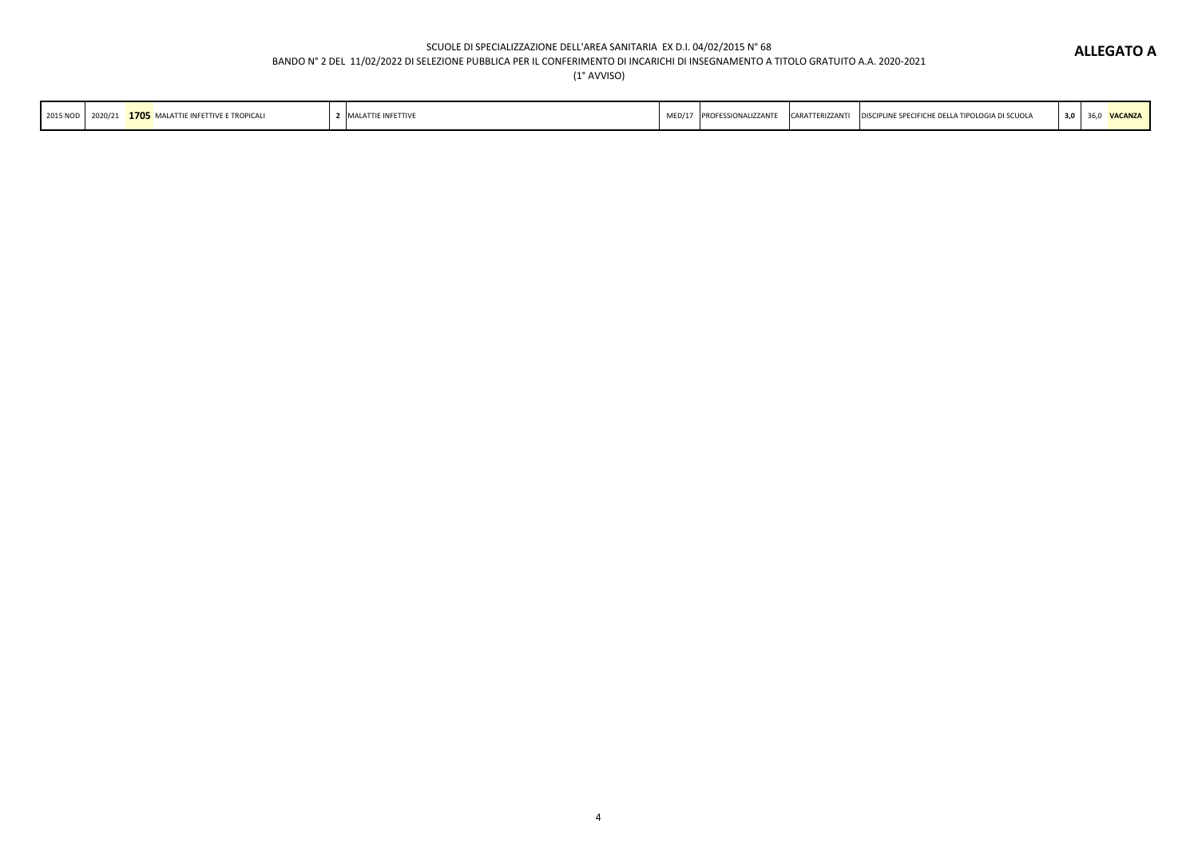SCUOLE DI SPECIALIZZAZIONE DELL'AREA SANITARIA EX D.I. 04/02/2015 N° 68

BANDO N° 2 DEL 11/02/2022 DI SELEZIONE PUBBLICA PER IL CONFERIMENTO DI INCARICHI DI INSEGNAMENTO A TITOLO GRATUITO A.A. 2020-2021

(1° AVVISO)

**ALLEGATO A**

| | | | | | | | | | | | | |
|---|---|---|---|---|---|---|---|---|---|---|---|---|
| 2015 NOD | 2020/21 | **1705** | MALATTIE INFETTIVE E TROPICALI | **2** | MALATTIE INFETTIVE | MED/17 | PROFESSIONALIZZANTE | CARATTERIZZANTI | DISCIPLINE SPECIFICHE DELLA TIPOLOGIA DI SCUOLA | **3,0** | 36,0 | **VACANZA** |